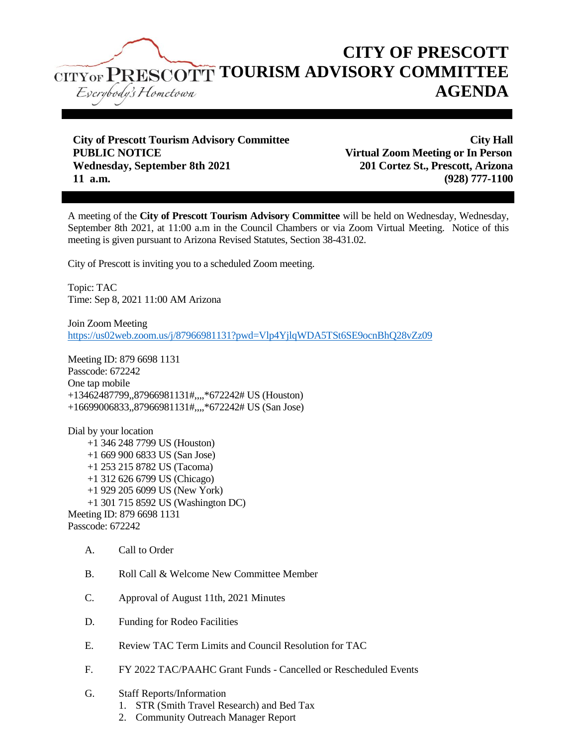# CITY OF PRESCOTT TOURISM ADVISORY COMMITTEE AGENDA

**City of Prescott Tourism Advisory Committee**
**PUBLIC NOTICE**
**Wednesday, September 8th 2021**
**11 a.m.**

**City Hall**
**Virtual Zoom Meeting or In Person**
**201 Cortez St., Prescott, Arizona**
**(928) 777-1100**

A meeting of the **City of Prescott Tourism Advisory Committee** will be held on Wednesday, Wednesday, September 8th 2021, at 11:00 a.m in the Council Chambers or via Zoom Virtual Meeting. Notice of this meeting is given pursuant to Arizona Revised Statutes, Section 38-431.02.

City of Prescott is inviting you to a scheduled Zoom meeting.

Topic: TAC
Time: Sep 8, 2021 11:00 AM Arizona

Join Zoom Meeting
https://us02web.zoom.us/j/87966981131?pwd=Vlp4YjlqWDA5TSt6SE9ocnBhQ28vZz09

Meeting ID: 879 6698 1131
Passcode: 672242
One tap mobile
+13462487799,,87966981131#,,,,*672242# US (Houston)
+16699006833,,87966981131#,,,,*672242# US (San Jose)

Dial by your location
+1 346 248 7799 US (Houston)
+1 669 900 6833 US (San Jose)
+1 253 215 8782 US (Tacoma)
+1 312 626 6799 US (Chicago)
+1 929 205 6099 US (New York)
+1 301 715 8592 US (Washington DC)
Meeting ID: 879 6698 1131
Passcode: 672242

A. Call to Order

B. Roll Call & Welcome New Committee Member

C. Approval of August 11th, 2021 Minutes

D. Funding for Rodeo Facilities

E. Review TAC Term Limits and Council Resolution for TAC

F. FY 2022 TAC/PAAHC Grant Funds - Cancelled or Rescheduled Events

G. Staff Reports/Information
   1. STR (Smith Travel Research) and Bed Tax
   2. Community Outreach Manager Report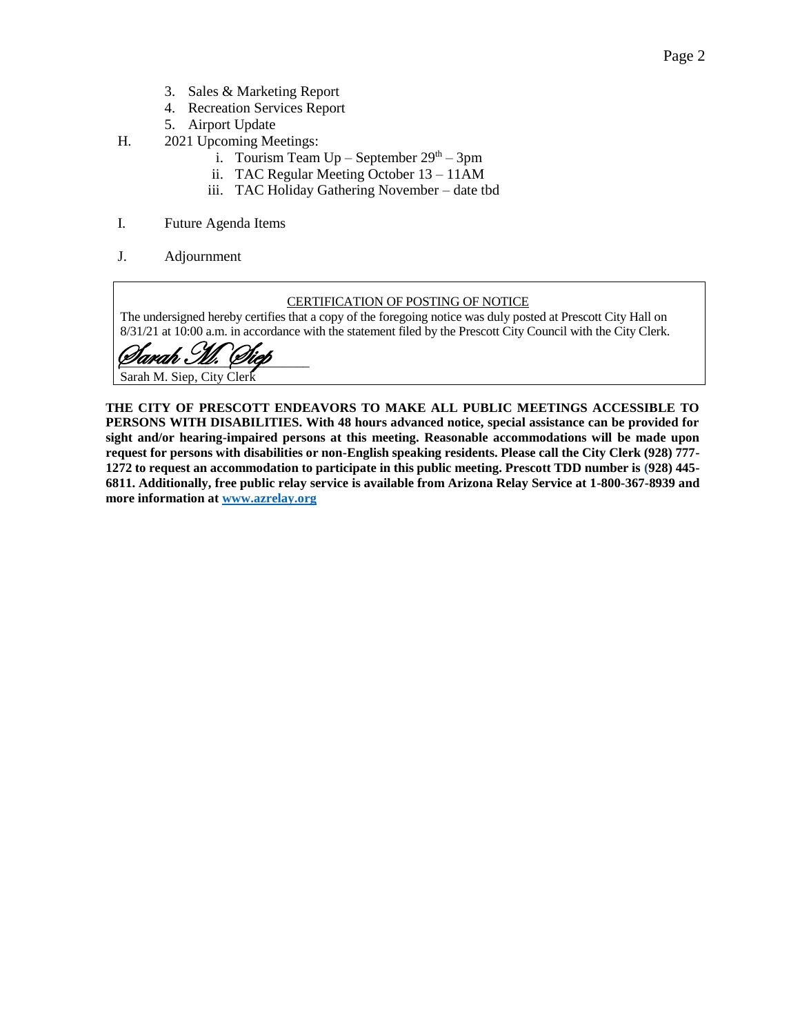3. Sales & Marketing Report
4. Recreation Services Report
5. Airport Update

H. 2021 Upcoming Meetings:
   i. Tourism Team Up – September 29th – 3pm
   ii. TAC Regular Meeting October 13 – 11AM
   iii. TAC Holiday Gathering November – date tbd

I. Future Agenda Items

J. Adjournment

CERTIFICATION OF POSTING OF NOTICE

The undersigned hereby certifies that a copy of the foregoing notice was duly posted at Prescott City Hall on 8/31/21 at 10:00 a.m. in accordance with the statement filed by the Prescott City Council with the City Clerk.

*Sarah M. Siep*

Sarah M. Siep, City Clerk

**THE CITY OF PRESCOTT ENDEAVORS TO MAKE ALL PUBLIC MEETINGS ACCESSIBLE TO PERSONS WITH DISABILITIES. With 48 hours advanced notice, special assistance can be provided for sight and/or hearing-impaired persons at this meeting. Reasonable accommodations will be made upon request for persons with disabilities or non-English speaking residents. Please call the City Clerk (928) 777-1272 to request an accommodation to participate in this public meeting. Prescott TDD number is (928) 445-6811. Additionally, free public relay service is available from Arizona Relay Service at 1-800-367-8939 and more information at [www.azrelay.org](http://www.azrelay.org)**